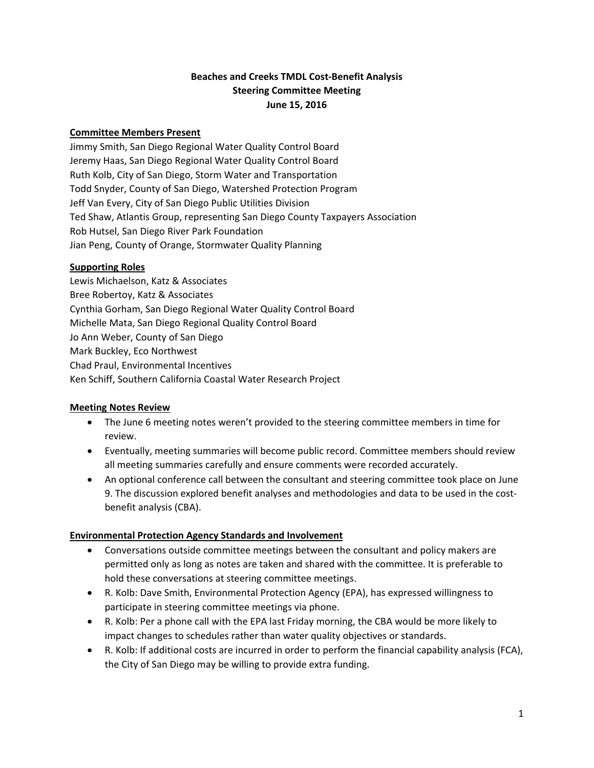**Beaches and Creeks TMDL Cost-Benefit Analysis**
**Steering Committee Meeting**
**June 15, 2016**

**Committee Members Present**

Jimmy Smith, San Diego Regional Water Quality Control Board
Jeremy Haas, San Diego Regional Water Quality Control Board
Ruth Kolb, City of San Diego, Storm Water and Transportation
Todd Snyder, County of San Diego, Watershed Protection Program
Jeff Van Every, City of San Diego Public Utilities Division
Ted Shaw, Atlantis Group, representing San Diego County Taxpayers Association
Rob Hutsel, San Diego River Park Foundation
Jian Peng, County of Orange, Stormwater Quality Planning

**Supporting Roles**

Lewis Michaelson, Katz & Associates
Bree Robertoy, Katz & Associates
Cynthia Gorham, San Diego Regional Water Quality Control Board
Michelle Mata, San Diego Regional Quality Control Board
Jo Ann Weber, County of San Diego
Mark Buckley, Eco Northwest
Chad Praul, Environmental Incentives
Ken Schiff, Southern California Coastal Water Research Project

**Meeting Notes Review**

- The June 6 meeting notes weren't provided to the steering committee members in time for review.
- Eventually, meeting summaries will become public record. Committee members should review all meeting summaries carefully and ensure comments were recorded accurately.
- An optional conference call between the consultant and steering committee took place on June 9. The discussion explored benefit analyses and methodologies and data to be used in the cost-benefit analysis (CBA).

**Environmental Protection Agency Standards and Involvement**

- Conversations outside committee meetings between the consultant and policy makers are permitted only as long as notes are taken and shared with the committee. It is preferable to hold these conversations at steering committee meetings.
- R. Kolb: Dave Smith, Environmental Protection Agency (EPA), has expressed willingness to participate in steering committee meetings via phone.
- R. Kolb: Per a phone call with the EPA last Friday morning, the CBA would be more likely to impact changes to schedules rather than water quality objectives or standards.
- R. Kolb: If additional costs are incurred in order to perform the financial capability analysis (FCA), the City of San Diego may be willing to provide extra funding.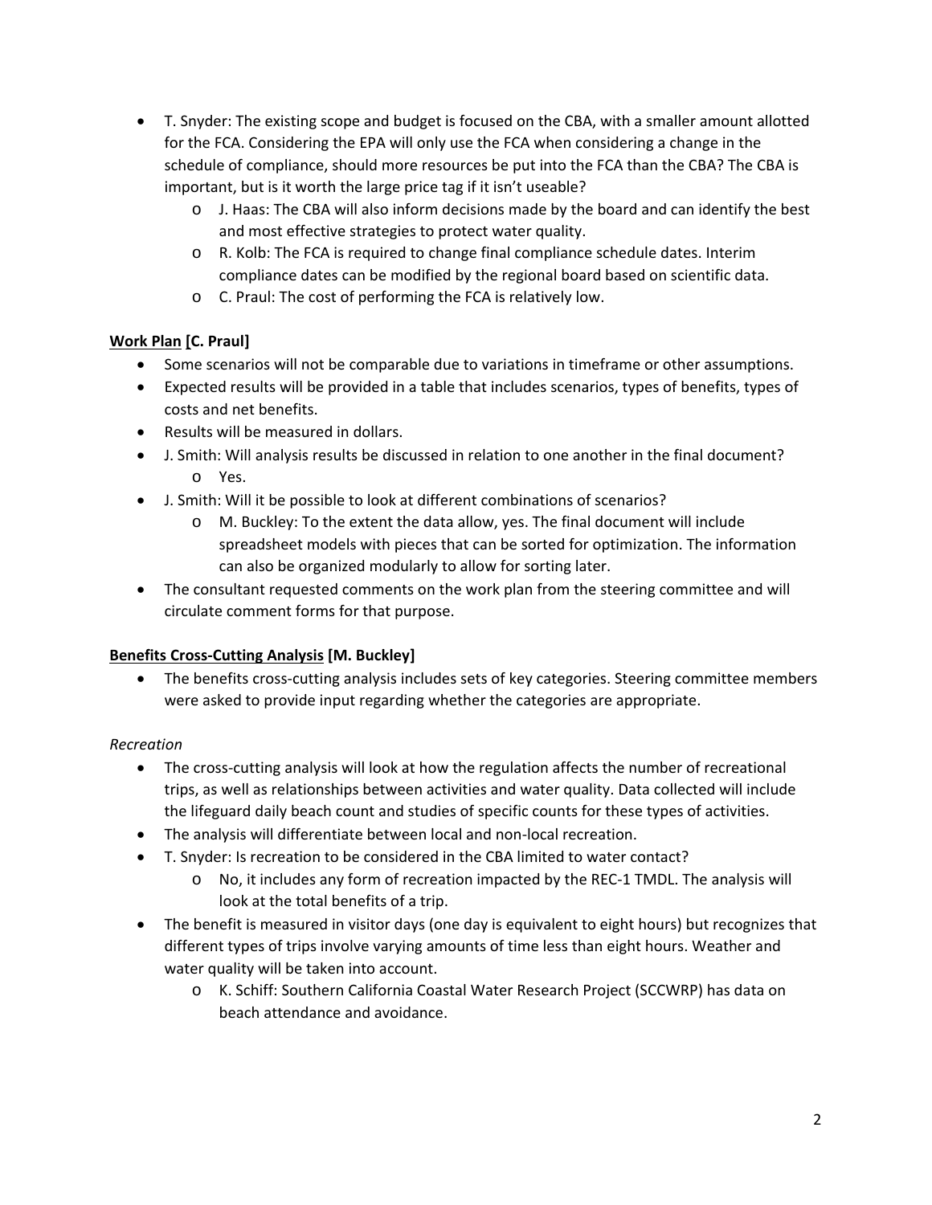- T. Snyder: The existing scope and budget is focused on the CBA, with a smaller amount allotted for the FCA. Considering the EPA will only use the FCA when considering a change in the schedule of compliance, should more resources be put into the FCA than the CBA? The CBA is important, but is it worth the large price tag if it isn't useable?
    - J. Haas: The CBA will also inform decisions made by the board and can identify the best and most effective strategies to protect water quality.
    - R. Kolb: The FCA is required to change final compliance schedule dates. Interim compliance dates can be modified by the regional board based on scientific data.
    - C. Praul: The cost of performing the FCA is relatively low.

**<u>Work Plan</u> [C. Praul]**

- Some scenarios will not be comparable due to variations in timeframe or other assumptions.
- Expected results will be provided in a table that includes scenarios, types of benefits, types of costs and net benefits.
- Results will be measured in dollars.
- J. Smith: Will analysis results be discussed in relation to one another in the final document?
    - Yes.
- J. Smith: Will it be possible to look at different combinations of scenarios?
    - M. Buckley: To the extent the data allow, yes. The final document will include spreadsheet models with pieces that can be sorted for optimization. The information can also be organized modularly to allow for sorting later.
- The consultant requested comments on the work plan from the steering committee and will circulate comment forms for that purpose.

**<u>Benefits Cross-Cutting Analysis</u> [M. Buckley]**

- The benefits cross-cutting analysis includes sets of key categories. Steering committee members were asked to provide input regarding whether the categories are appropriate.

*Recreation*

- The cross-cutting analysis will look at how the regulation affects the number of recreational trips, as well as relationships between activities and water quality. Data collected will include the lifeguard daily beach count and studies of specific counts for these types of activities.
- The analysis will differentiate between local and non-local recreation.
- T. Snyder: Is recreation to be considered in the CBA limited to water contact?
    - No, it includes any form of recreation impacted by the REC-1 TMDL. The analysis will look at the total benefits of a trip.
- The benefit is measured in visitor days (one day is equivalent to eight hours) but recognizes that different types of trips involve varying amounts of time less than eight hours. Weather and water quality will be taken into account.
    - K. Schiff: Southern California Coastal Water Research Project (SCCWRP) has data on beach attendance and avoidance.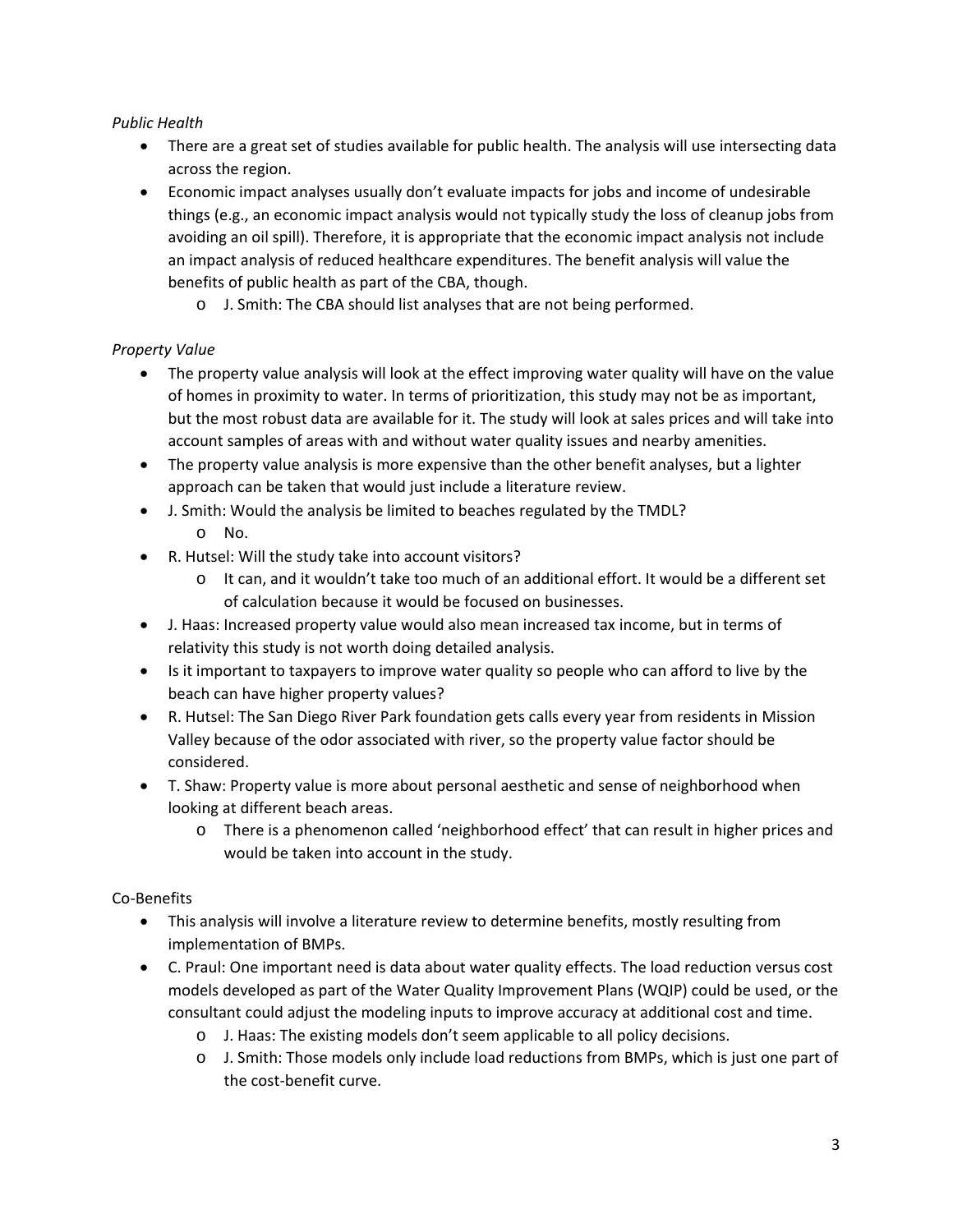*Public Health*

- There are a great set of studies available for public health. The analysis will use intersecting data across the region.
- Economic impact analyses usually don't evaluate impacts for jobs and income of undesirable things (e.g., an economic impact analysis would not typically study the loss of cleanup jobs from avoiding an oil spill). Therefore, it is appropriate that the economic impact analysis not include an impact analysis of reduced healthcare expenditures. The benefit analysis will value the benefits of public health as part of the CBA, though.
    - J. Smith: The CBA should list analyses that are not being performed.

*Property Value*

- The property value analysis will look at the effect improving water quality will have on the value of homes in proximity to water. In terms of prioritization, this study may not be as important, but the most robust data are available for it. The study will look at sales prices and will take into account samples of areas with and without water quality issues and nearby amenities.
- The property value analysis is more expensive than the other benefit analyses, but a lighter approach can be taken that would just include a literature review.
- J. Smith: Would the analysis be limited to beaches regulated by the TMDL?
    - No.
- R. Hutsel: Will the study take into account visitors?
    - It can, and it wouldn't take too much of an additional effort. It would be a different set of calculation because it would be focused on businesses.
- J. Haas: Increased property value would also mean increased tax income, but in terms of relativity this study is not worth doing detailed analysis.
- Is it important to taxpayers to improve water quality so people who can afford to live by the beach can have higher property values?
- R. Hutsel: The San Diego River Park foundation gets calls every year from residents in Mission Valley because of the odor associated with river, so the property value factor should be considered.
- T. Shaw: Property value is more about personal aesthetic and sense of neighborhood when looking at different beach areas.
    - There is a phenomenon called 'neighborhood effect' that can result in higher prices and would be taken into account in the study.

Co-Benefits

- This analysis will involve a literature review to determine benefits, mostly resulting from implementation of BMPs.
- C. Praul: One important need is data about water quality effects. The load reduction versus cost models developed as part of the Water Quality Improvement Plans (WQIP) could be used, or the consultant could adjust the modeling inputs to improve accuracy at additional cost and time.
    - J. Haas: The existing models don't seem applicable to all policy decisions.
    - J. Smith: Those models only include load reductions from BMPs, which is just one part of the cost-benefit curve.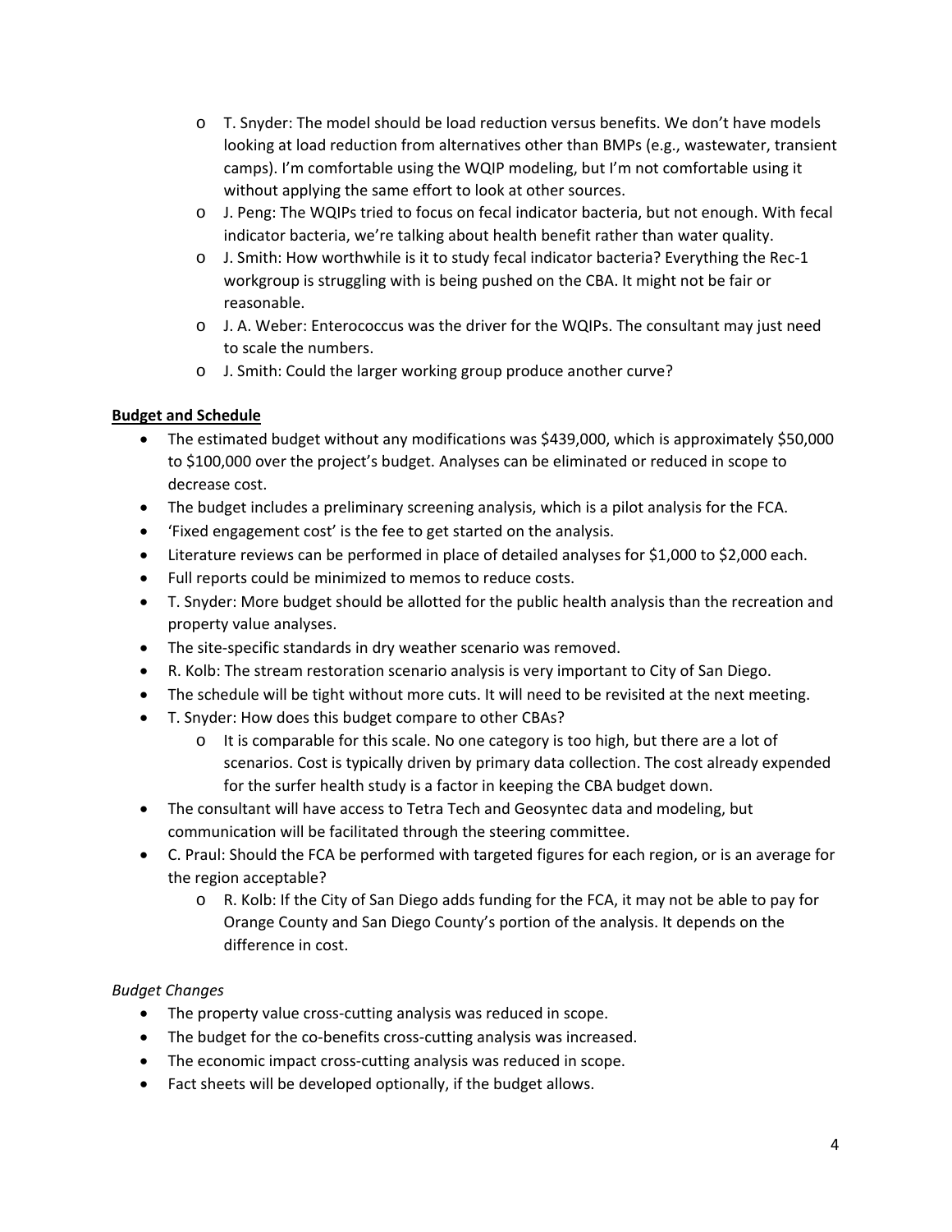- T. Snyder: The model should be load reduction versus benefits. We don't have models looking at load reduction from alternatives other than BMPs (e.g., wastewater, transient camps). I'm comfortable using the WQIP modeling, but I'm not comfortable using it without applying the same effort to look at other sources.
    - J. Peng: The WQIPs tried to focus on fecal indicator bacteria, but not enough. With fecal indicator bacteria, we're talking about health benefit rather than water quality.
    - J. Smith: How worthwhile is it to study fecal indicator bacteria? Everything the Rec-1 workgroup is struggling with is being pushed on the CBA. It might not be fair or reasonable.
    - J. A. Weber: Enterococcus was the driver for the WQIPs. The consultant may just need to scale the numbers.
    - J. Smith: Could the larger working group produce another curve?

**Budget and Schedule**

- The estimated budget without any modifications was $439,000, which is approximately $50,000 to $100,000 over the project's budget. Analyses can be eliminated or reduced in scope to decrease cost.
- The budget includes a preliminary screening analysis, which is a pilot analysis for the FCA.
- 'Fixed engagement cost' is the fee to get started on the analysis.
- Literature reviews can be performed in place of detailed analyses for $1,000 to $2,000 each.
- Full reports could be minimized to memos to reduce costs.
- T. Snyder: More budget should be allotted for the public health analysis than the recreation and property value analyses.
- The site-specific standards in dry weather scenario was removed.
- R. Kolb: The stream restoration scenario analysis is very important to City of San Diego.
- The schedule will be tight without more cuts. It will need to be revisited at the next meeting.
- T. Snyder: How does this budget compare to other CBAs?
    - It is comparable for this scale. No one category is too high, but there are a lot of scenarios. Cost is typically driven by primary data collection. The cost already expended for the surfer health study is a factor in keeping the CBA budget down.
- The consultant will have access to Tetra Tech and Geosyntec data and modeling, but communication will be facilitated through the steering committee.
- C. Praul: Should the FCA be performed with targeted figures for each region, or is an average for the region acceptable?
    - R. Kolb: If the City of San Diego adds funding for the FCA, it may not be able to pay for Orange County and San Diego County's portion of the analysis. It depends on the difference in cost.

*Budget Changes*

- The property value cross-cutting analysis was reduced in scope.
- The budget for the co-benefits cross-cutting analysis was increased.
- The economic impact cross-cutting analysis was reduced in scope.
- Fact sheets will be developed optionally, if the budget allows.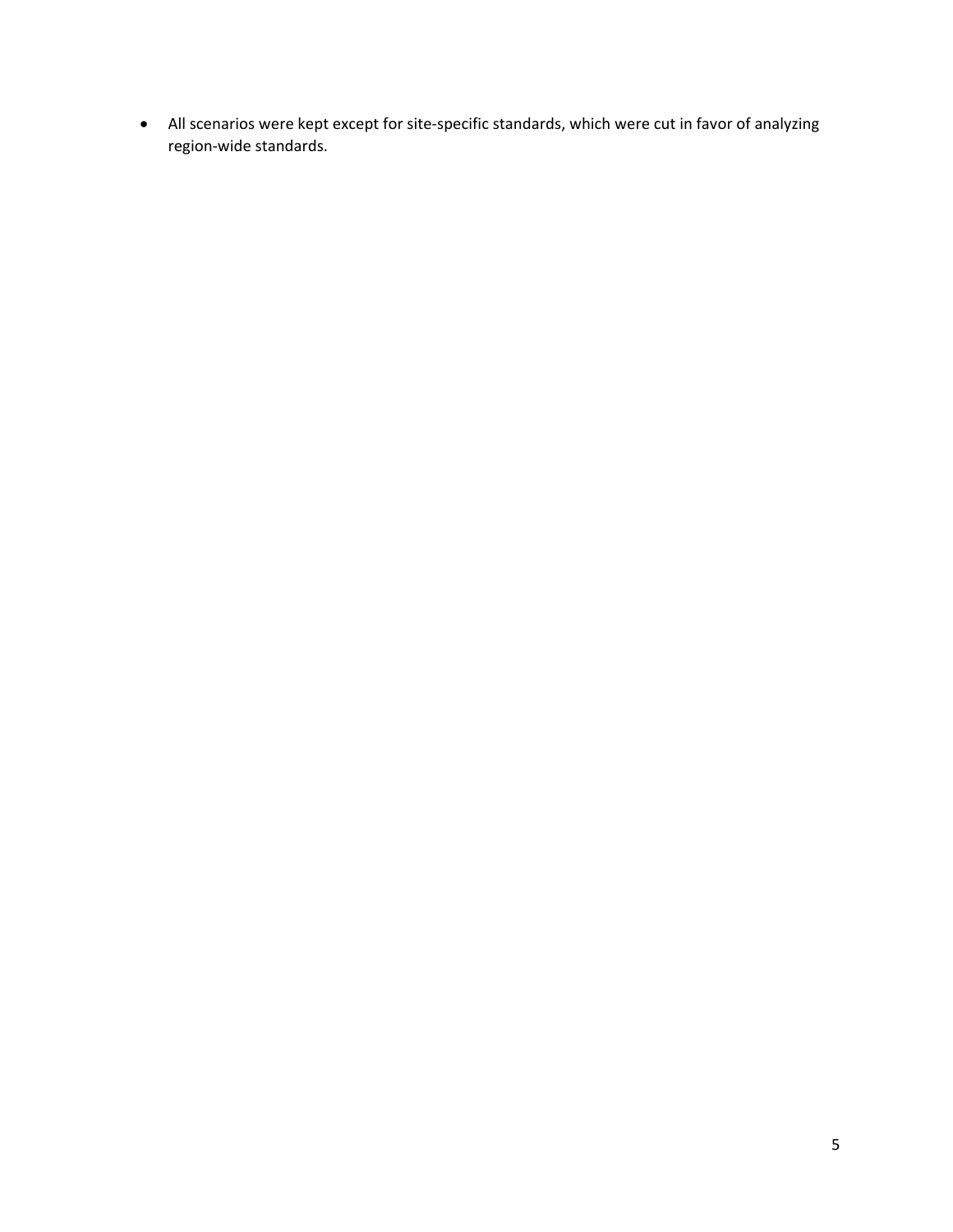- All scenarios were kept except for site-specific standards, which were cut in favor of analyzing region-wide standards.